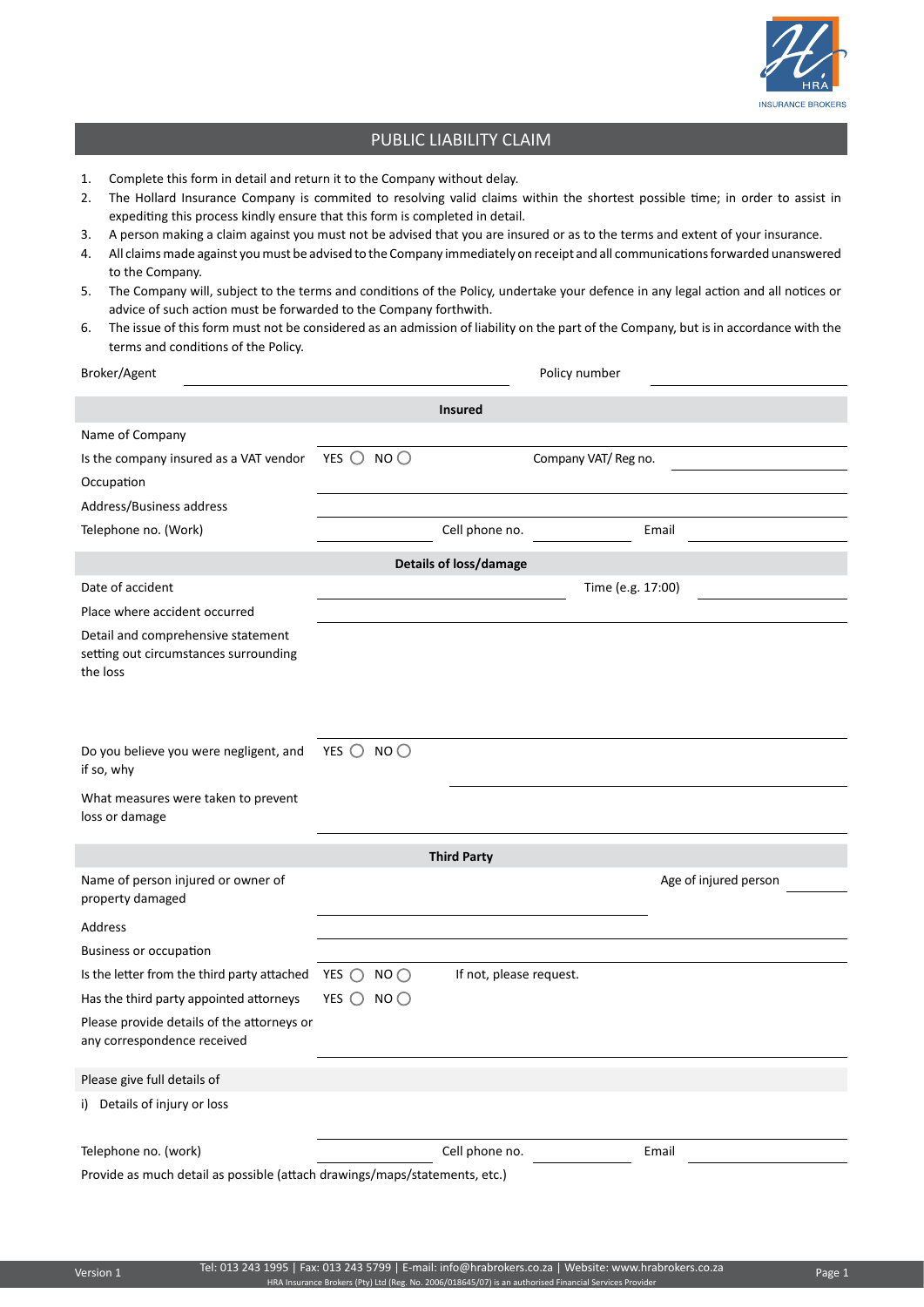# PUBLIC LIABILITY CLAIM

1. Complete this form in detail and return it to the Company without delay.
2. The Hollard Insurance Company is commited to resolving valid claims within the shortest possible time; in order to assist in expediting this process kindly ensure that this form is completed in detail.
3. A person making a claim against you must not be advised that you are insured or as to the terms and extent of your insurance.
4. All claims made against you must be advised to the Company immediately on receipt and all communications forwarded unanswered to the Company.
5. The Company will, subject to the terms and conditions of the Policy, undertake your defence in any legal action and all notices or advice of such action must be forwarded to the Company forthwith.
6. The issue of this form must not be considered as an admission of liability on the part of the Company, but is in accordance with the terms and conditions of the Policy.

Broker/Agent ____________________ Policy number ____________________

## Insured

| | | | |
|---|---|---|---|
| Name of Company | | | |
| Is the company insured as a VAT vendor | YES ◯ NO ◯ | Company VAT/ Reg no. | |
| Occupation | | | |
| Address/Business address | | | |
| Telephone no. (Work) | | Cell phone no. | Email |

## Details of loss/damage

| | | | |
|---|---|---|---|
| Date of accident | | Time (e.g. 17:00) | |
| Place where accident occurred | | | |
| Detail and comprehensive statement setting out circumstances surrounding the loss | | | |
| Do you believe you were negligent, and if so, why | YES ◯ NO ◯ | | |
| What measures were taken to prevent loss or damage | | | |

## Third Party

| | | | |
|---|---|---|---|
| Name of person injured or owner of property damaged | | Age of injured person | |
| Address | | | |
| Business or occupation | | | |
| Is the letter from the third party attached | YES ◯ NO ◯ | If not, please request. | |
| Has the third party appointed attorneys | YES ◯ NO ◯ | | |
| Please provide details of the attorneys or any correspondence received | | | |

Please give full details of

i) Details of injury or loss

| | | | |
|---|---|---|---|
| Telephone no. (work) | | Cell phone no. | Email |

Provide as much detail as possible (attach drawings/maps/statements, etc.)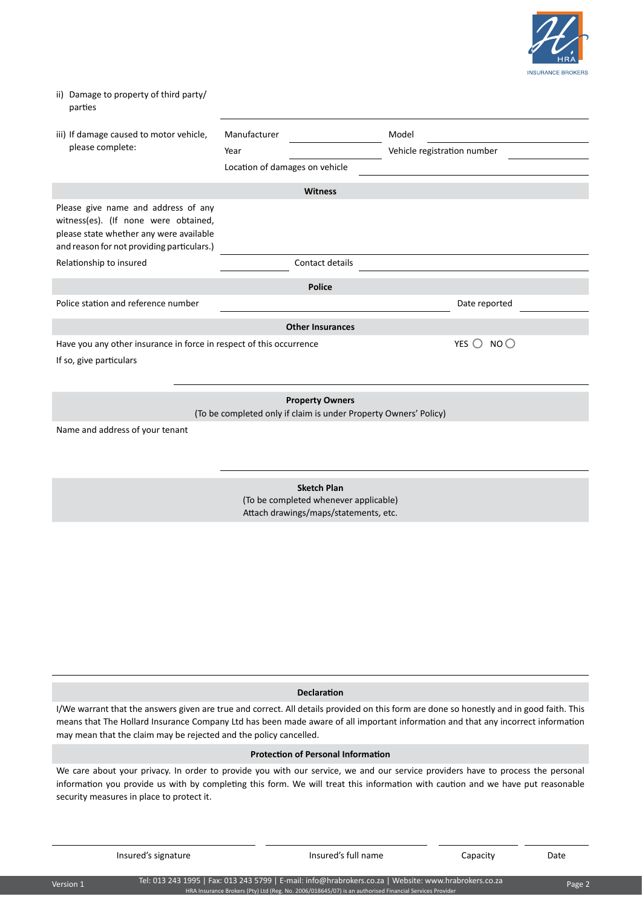ii) Damage to property of third party/ parties

iii) If damage caused to motor vehicle, please complete:

| | | | |
|---|---|---|---|
| Manufacturer | | Model | |
| Year | | Vehicle registration number | |
| Location of damages on vehicle | | | |

## Witness

Please give name and address of any witness(es). (If none were obtained, please state whether any were available and reason for not providing particulars.)

Relationship to insured ____________ Contact details ____________

## Police

Police station and reference number ____________ Date reported ____________

## Other Insurances

Have you any other insurance in force in respect of this occurrence YES ○ NO ○

If so, give particulars

## Property Owners

(To be completed only if claim is under Property Owners' Policy)

Name and address of your tenant

## Sketch Plan

(To be completed whenever applicable)

Attach drawings/maps/statements, etc.

## Declaration

I/We warrant that the answers given are true and correct. All details provided on this form are done so honestly and in good faith. This means that The Hollard Insurance Company Ltd has been made aware of all important information and that any incorrect information may mean that the claim may be rejected and the policy cancelled.

## Protection of Personal Information

We care about your privacy. In order to provide you with our service, we and our service providers have to process the personal information you provide us with by completing this form. We will treat this information with caution and we have put reasonable security measures in place to protect it.

| Insured's signature | Insured's full name | Capacity | Date |
|---|---|---|---|

Version 1

Tel: 013 243 1995 | Fax: 013 243 5799 | E-mail: info@hrabrokers.co.za | Website: www.hrabrokers.co.za

HRA Insurance Brokers (Pty) Ltd (Reg. No. 2006/018645/07) is an authorised Financial Services Provider